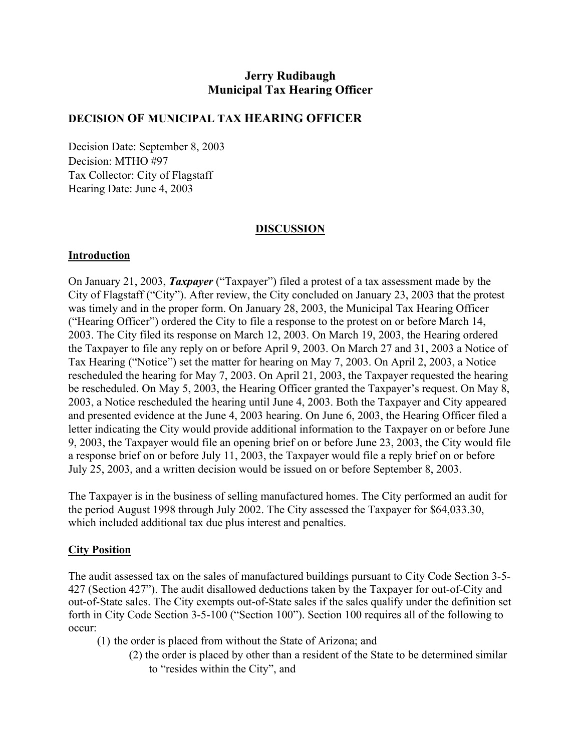**Jerry Rudibaugh**
**Municipal Tax Hearing Officer**

## DECISION OF MUNICIPAL TAX HEARING OFFICER

Decision Date: September 8, 2003
Decision: MTHO #97
Tax Collector: City of Flagstaff
Hearing Date: June 4, 2003

## DISCUSSION

### Introduction

On January 21, 2003, ***Taxpayer*** ("Taxpayer") filed a protest of a tax assessment made by the City of Flagstaff ("City"). After review, the City concluded on January 23, 2003 that the protest was timely and in the proper form. On January 28, 2003, the Municipal Tax Hearing Officer ("Hearing Officer") ordered the City to file a response to the protest on or before March 14, 2003. The City filed its response on March 12, 2003. On March 19, 2003, the Hearing ordered the Taxpayer to file any reply on or before April 9, 2003. On March 27 and 31, 2003 a Notice of Tax Hearing ("Notice") set the matter for hearing on May 7, 2003. On April 2, 2003, a Notice rescheduled the hearing for May 7, 2003. On April 21, 2003, the Taxpayer requested the hearing be rescheduled. On May 5, 2003, the Hearing Officer granted the Taxpayer's request. On May 8, 2003, a Notice rescheduled the hearing until June 4, 2003. Both the Taxpayer and City appeared and presented evidence at the June 4, 2003 hearing. On June 6, 2003, the Hearing Officer filed a letter indicating the City would provide additional information to the Taxpayer on or before June 9, 2003, the Taxpayer would file an opening brief on or before June 23, 2003, the City would file a response brief on or before July 11, 2003, the Taxpayer would file a reply brief on or before July 25, 2003, and a written decision would be issued on or before September 8, 2003.

The Taxpayer is in the business of selling manufactured homes. The City performed an audit for the period August 1998 through July 2002. The City assessed the Taxpayer for $64,033.30, which included additional tax due plus interest and penalties.

### City Position

The audit assessed tax on the sales of manufactured buildings pursuant to City Code Section 3-5-427 (Section 427"). The audit disallowed deductions taken by the Taxpayer for out-of-City and out-of-State sales. The City exempts out-of-State sales if the sales qualify under the definition set forth in City Code Section 3-5-100 ("Section 100"). Section 100 requires all of the following to occur:

(1) the order is placed from without the State of Arizona; and
(2) the order is placed by other than a resident of the State to be determined similar to "resides within the City", and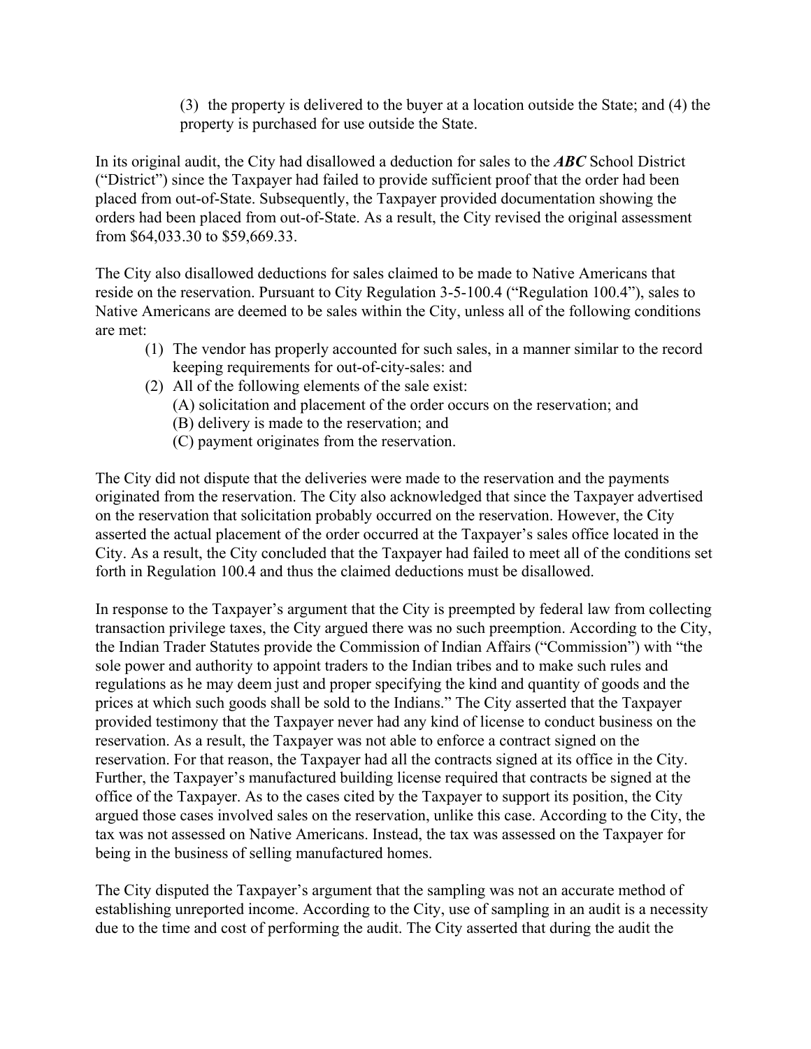(3) the property is delivered to the buyer at a location outside the State; and (4) the property is purchased for use outside the State.

In its original audit, the City had disallowed a deduction for sales to the ***ABC*** School District ("District") since the Taxpayer had failed to provide sufficient proof that the order had been placed from out-of-State. Subsequently, the Taxpayer provided documentation showing the orders had been placed from out-of-State. As a result, the City revised the original assessment from $64,033.30 to $59,669.33.

The City also disallowed deductions for sales claimed to be made to Native Americans that reside on the reservation. Pursuant to City Regulation 3-5-100.4 ("Regulation 100.4"), sales to Native Americans are deemed to be sales within the City, unless all of the following conditions are met:

1. The vendor has properly accounted for such sales, in a manner similar to the record keeping requirements for out-of-city-sales: and
2. All of the following elements of the sale exist:
   (A) solicitation and placement of the order occurs on the reservation; and
   (B) delivery is made to the reservation; and
   (C) payment originates from the reservation.

The City did not dispute that the deliveries were made to the reservation and the payments originated from the reservation. The City also acknowledged that since the Taxpayer advertised on the reservation that solicitation probably occurred on the reservation. However, the City asserted the actual placement of the order occurred at the Taxpayer's sales office located in the City. As a result, the City concluded that the Taxpayer had failed to meet all of the conditions set forth in Regulation 100.4 and thus the claimed deductions must be disallowed.

In response to the Taxpayer's argument that the City is preempted by federal law from collecting transaction privilege taxes, the City argued there was no such preemption. According to the City, the Indian Trader Statutes provide the Commission of Indian Affairs ("Commission") with "the sole power and authority to appoint traders to the Indian tribes and to make such rules and regulations as he may deem just and proper specifying the kind and quantity of goods and the prices at which such goods shall be sold to the Indians." The City asserted that the Taxpayer provided testimony that the Taxpayer never had any kind of license to conduct business on the reservation. As a result, the Taxpayer was not able to enforce a contract signed on the reservation. For that reason, the Taxpayer had all the contracts signed at its office in the City. Further, the Taxpayer's manufactured building license required that contracts be signed at the office of the Taxpayer. As to the cases cited by the Taxpayer to support its position, the City argued those cases involved sales on the reservation, unlike this case. According to the City, the tax was not assessed on Native Americans. Instead, the tax was assessed on the Taxpayer for being in the business of selling manufactured homes.

The City disputed the Taxpayer's argument that the sampling was not an accurate method of establishing unreported income. According to the City, use of sampling in an audit is a necessity due to the time and cost of performing the audit. The City asserted that during the audit the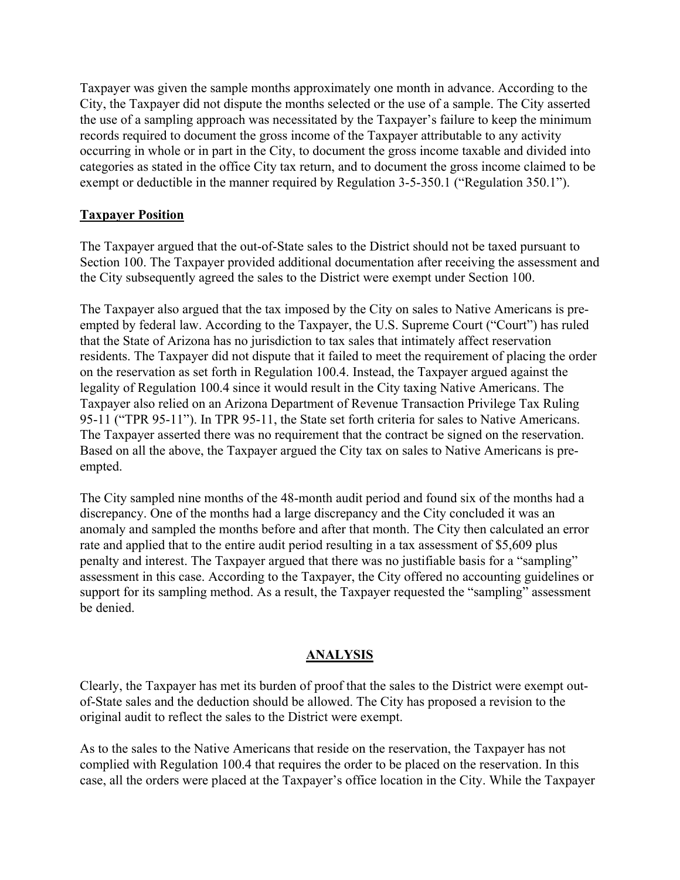Taxpayer was given the sample months approximately one month in advance. According to the City, the Taxpayer did not dispute the months selected or the use of a sample. The City asserted the use of a sampling approach was necessitated by the Taxpayer's failure to keep the minimum records required to document the gross income of the Taxpayer attributable to any activity occurring in whole or in part in the City, to document the gross income taxable and divided into categories as stated in the office City tax return, and to document the gross income claimed to be exempt or deductible in the manner required by Regulation 3-5-350.1 ("Regulation 350.1").

**Taxpayer Position**

The Taxpayer argued that the out-of-State sales to the District should not be taxed pursuant to Section 100. The Taxpayer provided additional documentation after receiving the assessment and the City subsequently agreed the sales to the District were exempt under Section 100.

The Taxpayer also argued that the tax imposed by the City on sales to Native Americans is pre-empted by federal law. According to the Taxpayer, the U.S. Supreme Court ("Court") has ruled that the State of Arizona has no jurisdiction to tax sales that intimately affect reservation residents. The Taxpayer did not dispute that it failed to meet the requirement of placing the order on the reservation as set forth in Regulation 100.4. Instead, the Taxpayer argued against the legality of Regulation 100.4 since it would result in the City taxing Native Americans. The Taxpayer also relied on an Arizona Department of Revenue Transaction Privilege Tax Ruling 95-11 ("TPR 95-11"). In TPR 95-11, the State set forth criteria for sales to Native Americans. The Taxpayer asserted there was no requirement that the contract be signed on the reservation. Based on all the above, the Taxpayer argued the City tax on sales to Native Americans is pre-empted.

The City sampled nine months of the 48-month audit period and found six of the months had a discrepancy. One of the months had a large discrepancy and the City concluded it was an anomaly and sampled the months before and after that month. The City then calculated an error rate and applied that to the entire audit period resulting in a tax assessment of $5,609 plus penalty and interest. The Taxpayer argued that there was no justifiable basis for a "sampling" assessment in this case. According to the Taxpayer, the City offered no accounting guidelines or support for its sampling method. As a result, the Taxpayer requested the "sampling" assessment be denied.

## ANALYSIS

Clearly, the Taxpayer has met its burden of proof that the sales to the District were exempt out-of-State sales and the deduction should be allowed. The City has proposed a revision to the original audit to reflect the sales to the District were exempt.

As to the sales to the Native Americans that reside on the reservation, the Taxpayer has not complied with Regulation 100.4 that requires the order to be placed on the reservation. In this case, all the orders were placed at the Taxpayer's office location in the City. While the Taxpayer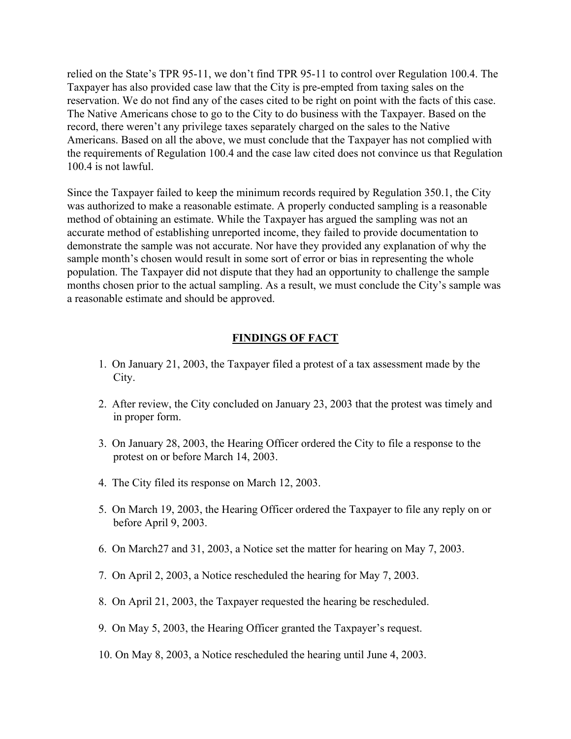relied on the State's TPR 95-11, we don't find TPR 95-11 to control over Regulation 100.4. The Taxpayer has also provided case law that the City is pre-empted from taxing sales on the reservation. We do not find any of the cases cited to be right on point with the facts of this case. The Native Americans chose to go to the City to do business with the Taxpayer. Based on the record, there weren't any privilege taxes separately charged on the sales to the Native Americans. Based on all the above, we must conclude that the Taxpayer has not complied with the requirements of Regulation 100.4 and the case law cited does not convince us that Regulation 100.4 is not lawful.

Since the Taxpayer failed to keep the minimum records required by Regulation 350.1, the City was authorized to make a reasonable estimate. A properly conducted sampling is a reasonable method of obtaining an estimate. While the Taxpayer has argued the sampling was not an accurate method of establishing unreported income, they failed to provide documentation to demonstrate the sample was not accurate. Nor have they provided any explanation of why the sample month's chosen would result in some sort of error or bias in representing the whole population. The Taxpayer did not dispute that they had an opportunity to challenge the sample months chosen prior to the actual sampling. As a result, we must conclude the City's sample was a reasonable estimate and should be approved.

## FINDINGS OF FACT

1. On January 21, 2003, the Taxpayer filed a protest of a tax assessment made by the City.

2. After review, the City concluded on January 23, 2003 that the protest was timely and in proper form.

3. On January 28, 2003, the Hearing Officer ordered the City to file a response to the protest on or before March 14, 2003.

4. The City filed its response on March 12, 2003.

5. On March 19, 2003, the Hearing Officer ordered the Taxpayer to file any reply on or before April 9, 2003.

6. On March27 and 31, 2003, a Notice set the matter for hearing on May 7, 2003.

7. On April 2, 2003, a Notice rescheduled the hearing for May 7, 2003.

8. On April 21, 2003, the Taxpayer requested the hearing be rescheduled.

9. On May 5, 2003, the Hearing Officer granted the Taxpayer's request.

10. On May 8, 2003, a Notice rescheduled the hearing until June 4, 2003.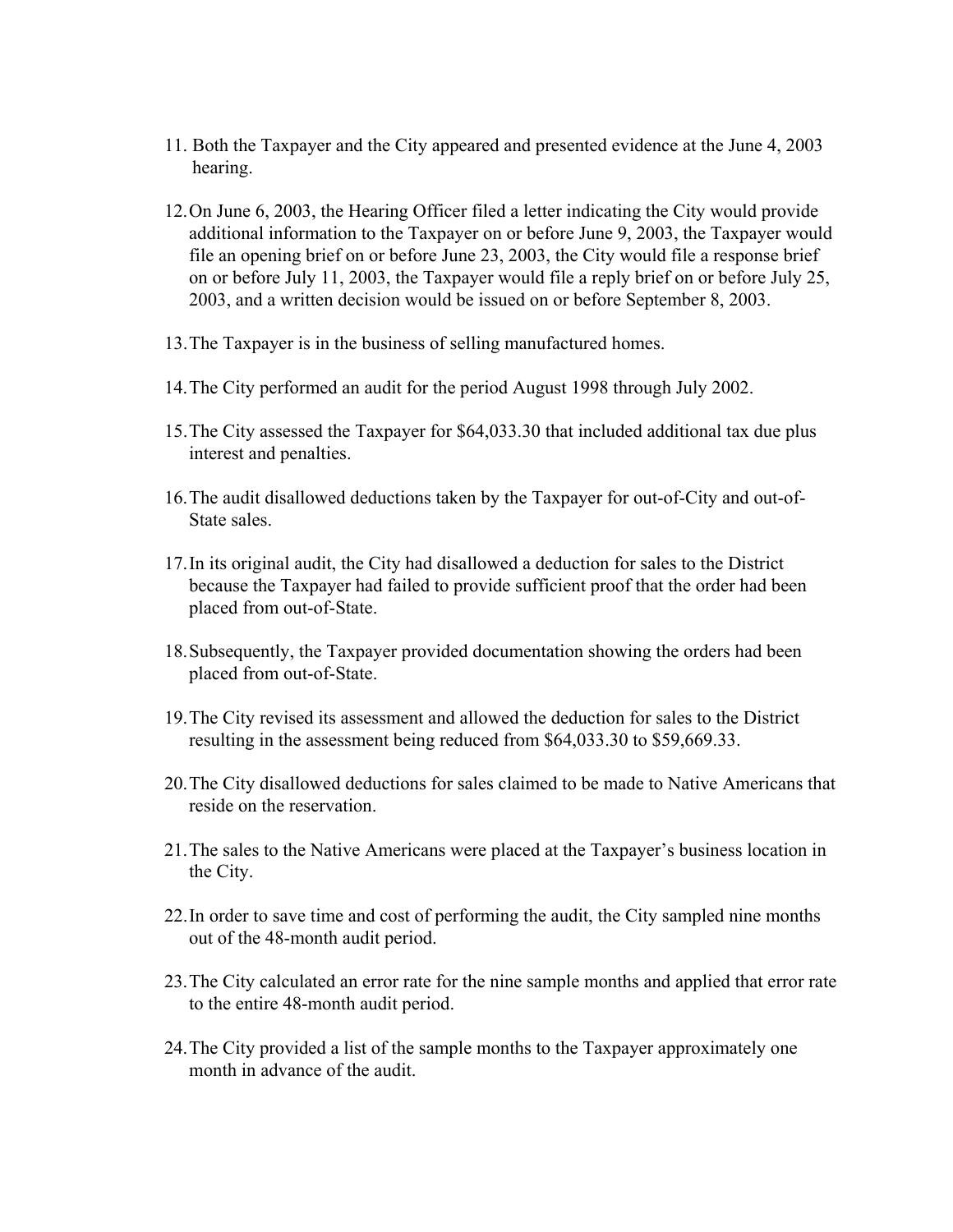11. Both the Taxpayer and the City appeared and presented evidence at the June 4, 2003 hearing.

12. On June 6, 2003, the Hearing Officer filed a letter indicating the City would provide additional information to the Taxpayer on or before June 9, 2003, the Taxpayer would file an opening brief on or before June 23, 2003, the City would file a response brief on or before July 11, 2003, the Taxpayer would file a reply brief on or before July 25, 2003, and a written decision would be issued on or before September 8, 2003.

13. The Taxpayer is in the business of selling manufactured homes.

14. The City performed an audit for the period August 1998 through July 2002.

15. The City assessed the Taxpayer for $64,033.30 that included additional tax due plus interest and penalties.

16. The audit disallowed deductions taken by the Taxpayer for out-of-City and out-of-State sales.

17. In its original audit, the City had disallowed a deduction for sales to the District because the Taxpayer had failed to provide sufficient proof that the order had been placed from out-of-State.

18. Subsequently, the Taxpayer provided documentation showing the orders had been placed from out-of-State.

19. The City revised its assessment and allowed the deduction for sales to the District resulting in the assessment being reduced from $64,033.30 to $59,669.33.

20. The City disallowed deductions for sales claimed to be made to Native Americans that reside on the reservation.

21. The sales to the Native Americans were placed at the Taxpayer's business location in the City.

22. In order to save time and cost of performing the audit, the City sampled nine months out of the 48-month audit period.

23. The City calculated an error rate for the nine sample months and applied that error rate to the entire 48-month audit period.

24. The City provided a list of the sample months to the Taxpayer approximately one month in advance of the audit.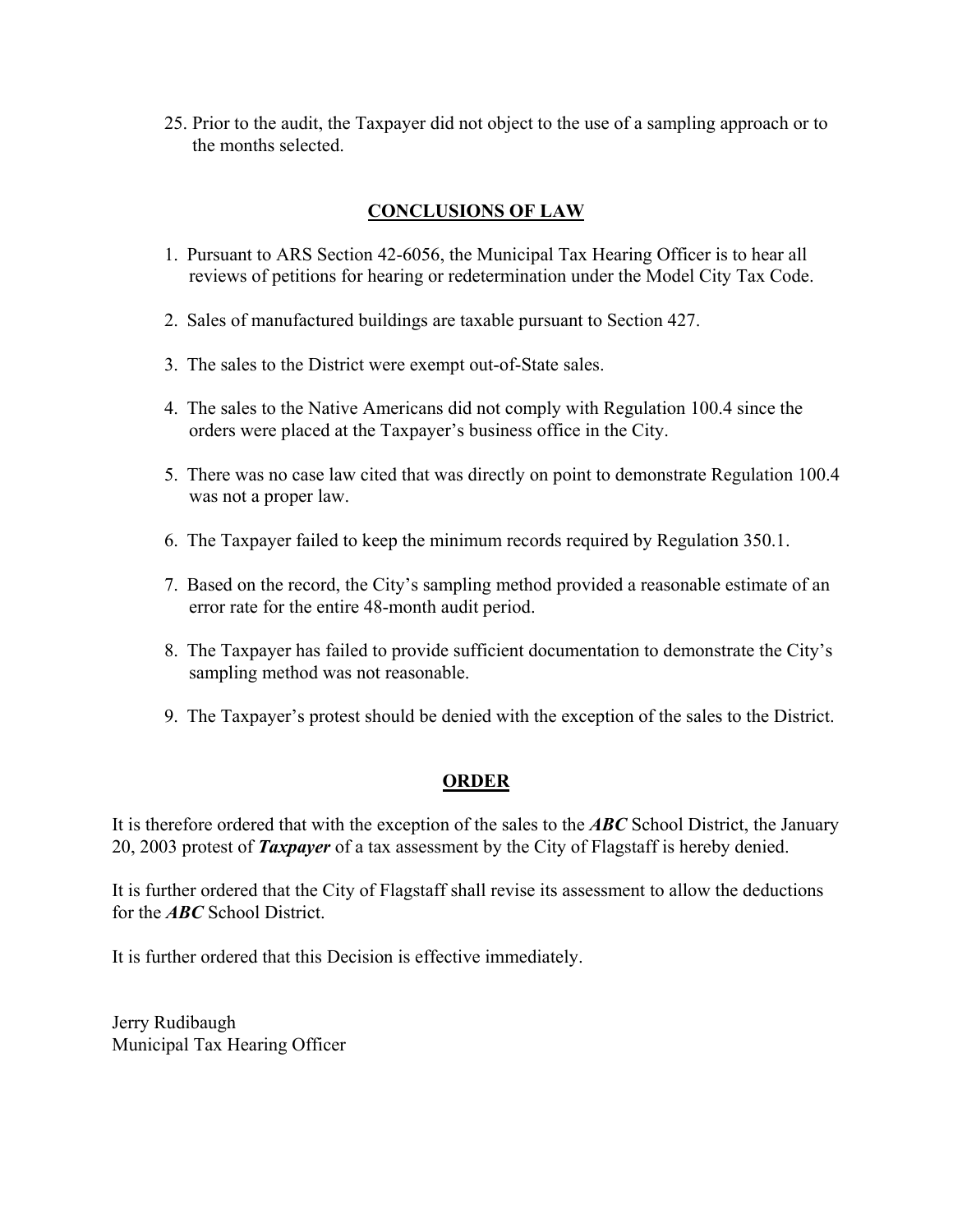25. Prior to the audit, the Taxpayer did not object to the use of a sampling approach or to the months selected.

## CONCLUSIONS OF LAW

1. Pursuant to ARS Section 42-6056, the Municipal Tax Hearing Officer is to hear all reviews of petitions for hearing or redetermination under the Model City Tax Code.

2. Sales of manufactured buildings are taxable pursuant to Section 427.

3. The sales to the District were exempt out-of-State sales.

4. The sales to the Native Americans did not comply with Regulation 100.4 since the orders were placed at the Taxpayer's business office in the City.

5. There was no case law cited that was directly on point to demonstrate Regulation 100.4 was not a proper law.

6. The Taxpayer failed to keep the minimum records required by Regulation 350.1.

7. Based on the record, the City's sampling method provided a reasonable estimate of an error rate for the entire 48-month audit period.

8. The Taxpayer has failed to provide sufficient documentation to demonstrate the City's sampling method was not reasonable.

9. The Taxpayer's protest should be denied with the exception of the sales to the District.

## ORDER

It is therefore ordered that with the exception of the sales to the ***ABC*** School District, the January 20, 2003 protest of ***Taxpayer*** of a tax assessment by the City of Flagstaff is hereby denied.

It is further ordered that the City of Flagstaff shall revise its assessment to allow the deductions for the ***ABC*** School District.

It is further ordered that this Decision is effective immediately.

Jerry Rudibaugh
Municipal Tax Hearing Officer